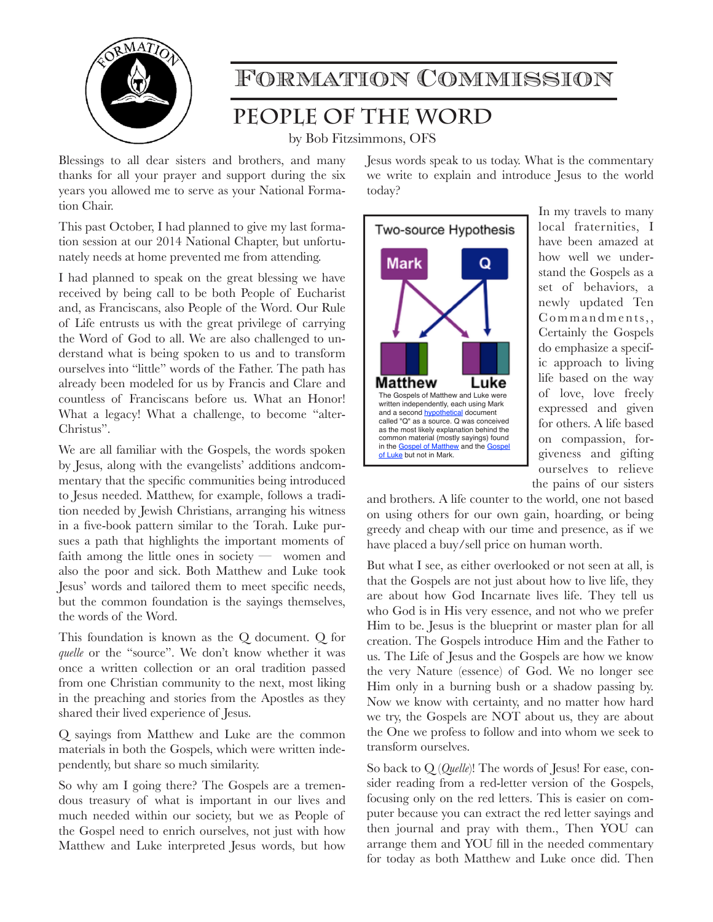# Formation Commission

## People of the Word

by Bob Fitzsimmons, OFS

Blessings to all dear sisters and brothers, and many thanks for all your prayer and support during the six years you allowed me to serve as your National Formation Chair.

This past October, I had planned to give my last formation session at our 2014 National Chapter, but unfortunately needs at home prevented me from attending.

I had planned to speak on the great blessing we have received by being call to be both People of Eucharist and, as Franciscans, also People of the Word. Our Rule of Life entrusts us with the great privilege of carrying the Word of God to all. We are also challenged to understand what is being spoken to us and to transform ourselves into "little" words of the Father. The path has already been modeled for us by Francis and Clare and countless of Franciscans before us. What an Honor! What a legacy! What a challenge, to become "alter-Christus".

We are all familiar with the Gospels, the words spoken by Jesus, along with the evangelists' additions andcommentary that the specific communities being introduced to Jesus needed. Matthew, for example, follows a tradition needed by Jewish Christians, arranging his witness in a five-book pattern similar to the Torah. Luke pursues a path that highlights the important moments of faith among the little ones in society — women and also the poor and sick. Both Matthew and Luke took Jesus' words and tailored them to meet specific needs, but the common foundation is the sayings themselves, the words of the Word.

This foundation is known as the Q document. Q for *quelle* or the "source". We don't know whether it was once a written collection or an oral tradition passed from one Christian community to the next, most liking in the preaching and stories from the Apostles as they shared their lived experience of Jesus.

Q sayings from Matthew and Luke are the common materials in both the Gospels, which were written independently, but share so much similarity.

So why am I going there? The Gospels are a tremendous treasury of what is important in our lives and much needed within our society, but we as People of the Gospel need to enrich ourselves, not just with how Matthew and Luke interpreted Jesus words, but how Jesus words speak to us today. What is the commentary we write to explain and introduce Jesus to the world today?

**Two-source Hypothesis**

Mark — Q — Matthew — Luke

The Gospels of Matthew and Luke were written independently, each using Mark and a second hypothetical document called "Q" as a source. Q was conceived as the most likely explanation behind the common material (mostly sayings) found in the Gospel of Matthew and the Gospel of Luke but not in Mark.

In my travels to many local fraternities, I have been amazed at how well we understand the Gospels as a set of behaviors, a newly updated Ten Commandments,, Certainly the Gospels do emphasize a specific approach to living life based on the way of love, love freely expressed and given for others. A life based on compassion, forgiveness and gifting ourselves to relieve the pains of our sisters and brothers. A life counter to the world, one not based on using others for our own gain, hoarding, or being greedy and cheap with our time and presence, as if we have placed a buy/sell price on human worth.

But what I see, as either overlooked or not seen at all, is that the Gospels are not just about how to live life, they are about how God Incarnate lives life. They tell us who God is in His very essence, and not who we prefer Him to be. Jesus is the blueprint or master plan for all creation. The Gospels introduce Him and the Father to us. The Life of Jesus and the Gospels are how we know the very Nature (essence) of God. We no longer see Him only in a burning bush or a shadow passing by. Now we know with certainty, and no matter how hard we try, the Gospels are NOT about us, they are about the One we profess to follow and into whom we seek to transform ourselves.

So back to Q (*Quelle*)! The words of Jesus! For ease, consider reading from a red-letter version of the Gospels, focusing only on the red letters. This is easier on computer because you can extract the red letter sayings and then journal and pray with them., Then YOU can arrange them and YOU fill in the needed commentary for today as both Matthew and Luke once did. Then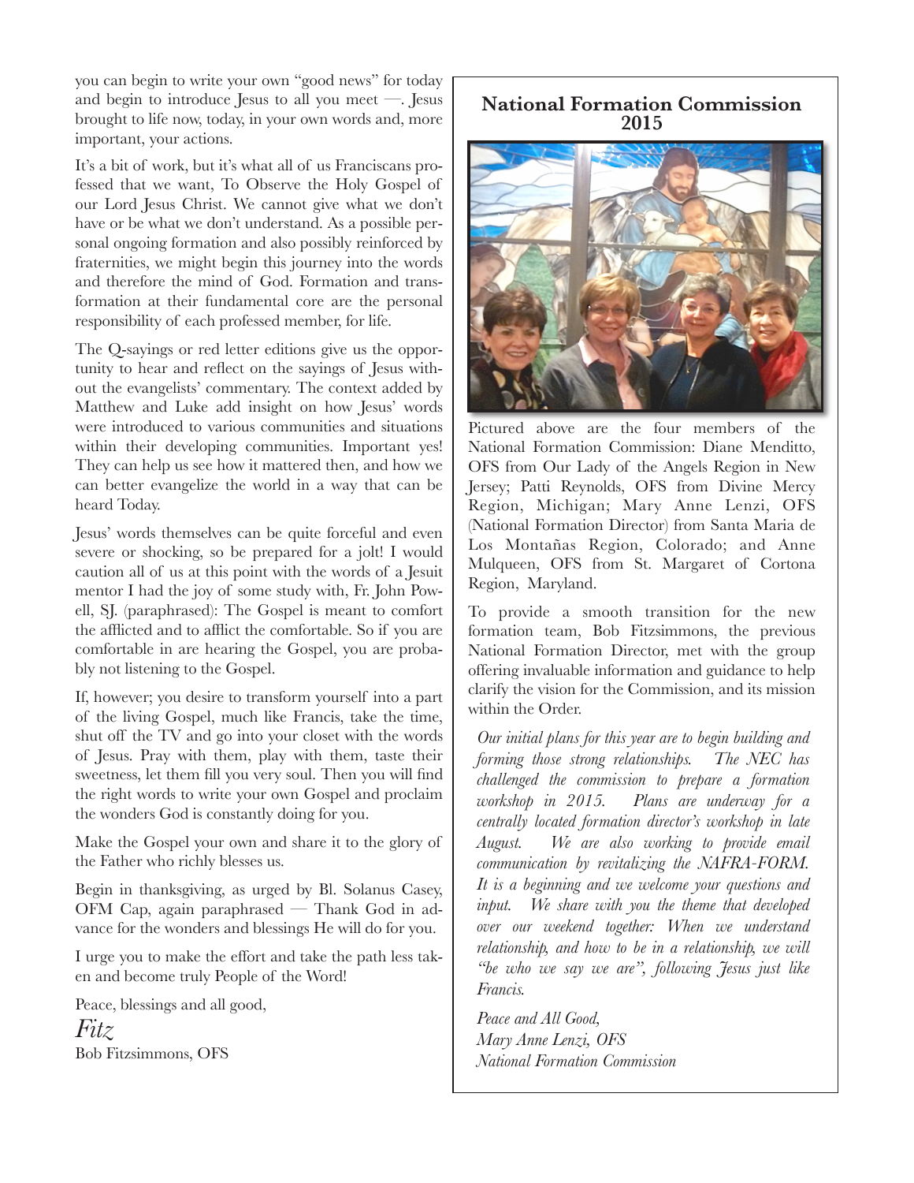you can begin to write your own "good news" for today and begin to introduce Jesus to all you meet —. Jesus brought to life now, today, in your own words and, more important, your actions.

It's a bit of work, but it's what all of us Franciscans professed that we want, To Observe the Holy Gospel of our Lord Jesus Christ. We cannot give what we don't have or be what we don't understand. As a possible personal ongoing formation and also possibly reinforced by fraternities, we might begin this journey into the words and therefore the mind of God. Formation and transformation at their fundamental core are the personal responsibility of each professed member, for life.

The Q-sayings or red letter editions give us the opportunity to hear and reflect on the sayings of Jesus without the evangelists' commentary. The context added by Matthew and Luke add insight on how Jesus' words were introduced to various communities and situations within their developing communities. Important yes! They can help us see how it mattered then, and how we can better evangelize the world in a way that can be heard Today.

Jesus' words themselves can be quite forceful and even severe or shocking, so be prepared for a jolt! I would caution all of us at this point with the words of a Jesuit mentor I had the joy of some study with, Fr. John Powell, SJ. (paraphrased): The Gospel is meant to comfort the afflicted and to afflict the comfortable. So if you are comfortable in are hearing the Gospel, you are probably not listening to the Gospel.

If, however; you desire to transform yourself into a part of the living Gospel, much like Francis, take the time, shut off the TV and go into your closet with the words of Jesus. Pray with them, play with them, taste their sweetness, let them fill you very soul. Then you will find the right words to write your own Gospel and proclaim the wonders God is constantly doing for you.

Make the Gospel your own and share it to the glory of the Father who richly blesses us.

Begin in thanksgiving, as urged by Bl. Solanus Casey, OFM Cap, again paraphrased — Thank God in advance for the wonders and blessings He will do for you.

I urge you to make the effort and take the path less taken and become truly People of the Word!

Peace, blessings and all good,

*Fitz*
Bob Fitzsimmons, OFS

## National Formation Commission 2015

Pictured above are the four members of the National Formation Commission: Diane Menditto, OFS from Our Lady of the Angels Region in New Jersey; Patti Reynolds, OFS from Divine Mercy Region, Michigan; Mary Anne Lenzi, OFS (National Formation Director) from Santa Maria de Los Montañas Region, Colorado; and Anne Mulqueen, OFS from St. Margaret of Cortona Region, Maryland.

To provide a smooth transition for the new formation team, Bob Fitzsimmons, the previous National Formation Director, met with the group offering invaluable information and guidance to help clarify the vision for the Commission, and its mission within the Order.

*Our initial plans for this year are to begin building and forming those strong relationships. The NEC has challenged the commission to prepare a formation workshop in 2015. Plans are underway for a centrally located formation director's workshop in late August. We are also working to provide email communication by revitalizing the NAFRA-FORM. It is a beginning and we welcome your questions and input. We share with you the theme that developed over our weekend together: When we understand relationship, and how to be in a relationship, we will "be who we say we are", following Jesus just like Francis.*

*Peace and All Good,*
*Mary Anne Lenzi, OFS*
*National Formation Commission*